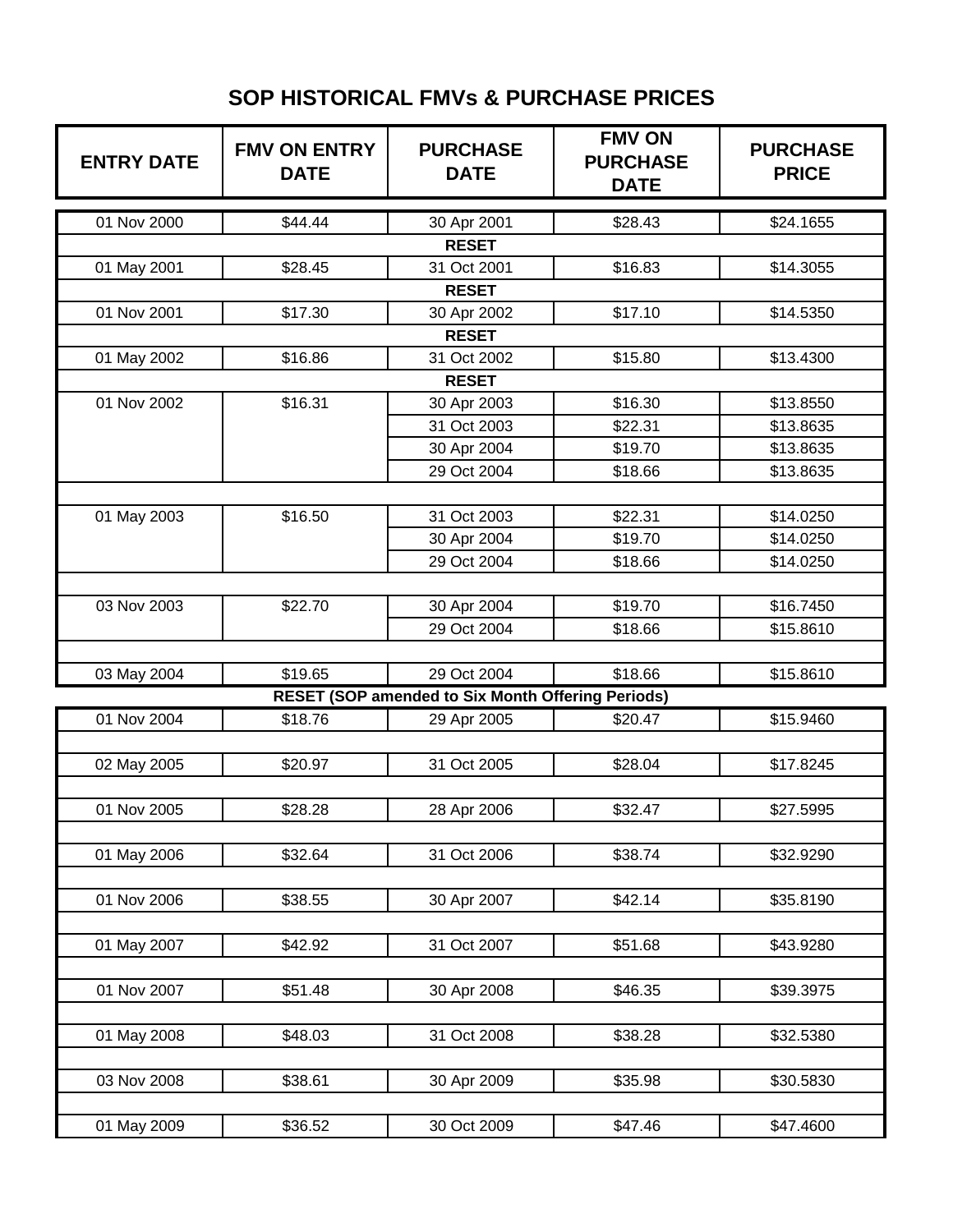# SOP HISTORICAL FMVs & PURCHASE PRICES

| ENTRY DATE | FMV ON ENTRY DATE | PURCHASE DATE | FMV ON PURCHASE DATE | PURCHASE PRICE |
|---|---|---|---|---|
| 01 Nov 2000 | $44.44 | 30 Apr 2001 | $28.43 | $24.1655 |
| | | **RESET** | | |
| 01 May 2001 | $28.45 | 31 Oct 2001 | $16.83 | $14.3055 |
| | | **RESET** | | |
| 01 Nov 2001 | $17.30 | 30 Apr 2002 | $17.10 | $14.5350 |
| | | **RESET** | | |
| 01 May 2002 | $16.86 | 31 Oct 2002 | $15.80 | $13.4300 |
| | | **RESET** | | |
| 01 Nov 2002 | $16.31 | 30 Apr 2003 | $16.30 | $13.8550 |
| | | 31 Oct 2003 | $22.31 | $13.8635 |
| | | 30 Apr 2004 | $19.70 | $13.8635 |
| | | 29 Oct 2004 | $18.66 | $13.8635 |
| | | | | |
| 01 May 2003 | $16.50 | 31 Oct 2003 | $22.31 | $14.0250 |
| | | 30 Apr 2004 | $19.70 | $14.0250 |
| | | 29 Oct 2004 | $18.66 | $14.0250 |
| | | | | |
| 03 Nov 2003 | $22.70 | 30 Apr 2004 | $19.70 | $16.7450 |
| | | 29 Oct 2004 | $18.66 | $15.8610 |
| | | | | |
| 03 May 2004 | $19.65 | 29 Oct 2004 | $18.66 | $15.8610 |
| | | **RESET (SOP amended to Six Month Offering Periods)** | | |
| 01 Nov 2004 | $18.76 | 29 Apr 2005 | $20.47 | $15.9460 |
| | | | | |
| 02 May 2005 | $20.97 | 31 Oct 2005 | $28.04 | $17.8245 |
| | | | | |
| 01 Nov 2005 | $28.28 | 28 Apr 2006 | $32.47 | $27.5995 |
| | | | | |
| 01 May 2006 | $32.64 | 31 Oct 2006 | $38.74 | $32.9290 |
| | | | | |
| 01 Nov 2006 | $38.55 | 30 Apr 2007 | $42.14 | $35.8190 |
| | | | | |
| 01 May 2007 | $42.92 | 31 Oct 2007 | $51.68 | $43.9280 |
| | | | | |
| 01 Nov 2007 | $51.48 | 30 Apr 2008 | $46.35 | $39.3975 |
| | | | | |
| 01 May 2008 | $48.03 | 31 Oct 2008 | $38.28 | $32.5380 |
| | | | | |
| 03 Nov 2008 | $38.61 | 30 Apr 2009 | $35.98 | $30.5830 |
| | | | | |
| 01 May 2009 | $36.52 | 30 Oct 2009 | $47.46 | $47.4600 |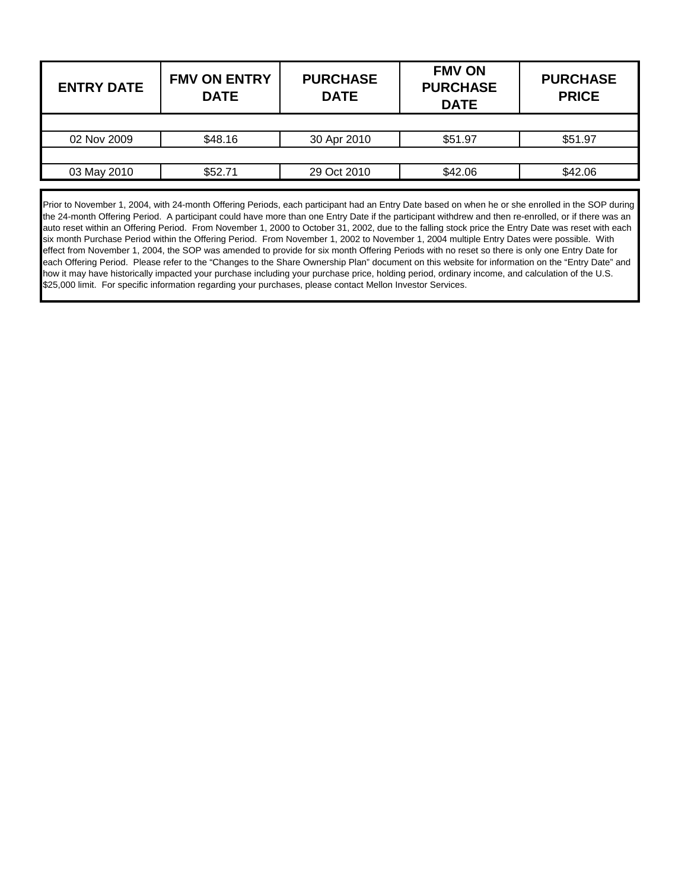| ENTRY DATE | FMV ON ENTRY DATE | PURCHASE DATE | FMV ON PURCHASE DATE | PURCHASE PRICE |
|---|---|---|---|---|
| 02 Nov 2009 | $48.16 | 30 Apr 2010 | $51.97 | $51.97 |
| 03 May 2010 | $52.71 | 29 Oct 2010 | $42.06 | $42.06 |

Prior to November 1, 2004, with 24-month Offering Periods, each participant had an Entry Date based on when he or she enrolled in the SOP during the 24-month Offering Period. A participant could have more than one Entry Date if the participant withdrew and then re-enrolled, or if there was an auto reset within an Offering Period. From November 1, 2000 to October 31, 2002, due to the falling stock price the Entry Date was reset with each six month Purchase Period within the Offering Period. From November 1, 2002 to November 1, 2004 multiple Entry Dates were possible. With effect from November 1, 2004, the SOP was amended to provide for six month Offering Periods with no reset so there is only one Entry Date for each Offering Period. Please refer to the "Changes to the Share Ownership Plan" document on this website for information on the "Entry Date" and how it may have historically impacted your purchase including your purchase price, holding period, ordinary income, and calculation of the U.S. $25,000 limit. For specific information regarding your purchases, please contact Mellon Investor Services.